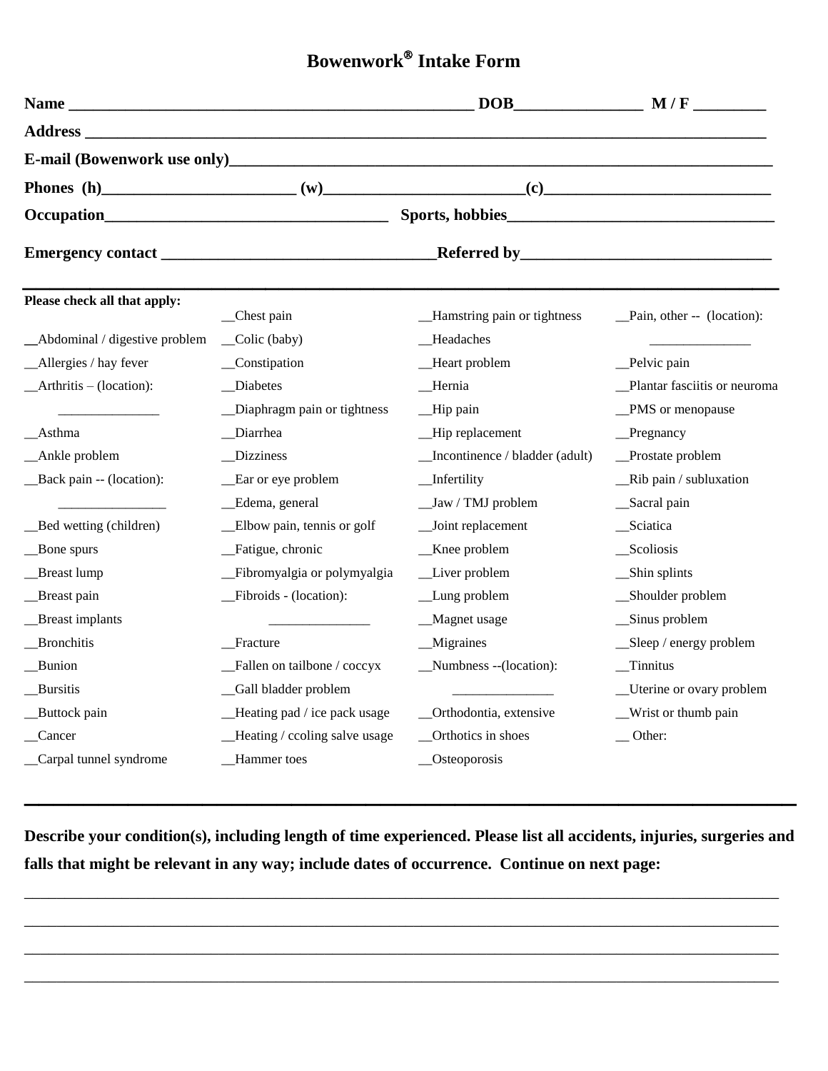# Bowenwork® Intake Form

**Name** ___________________________________________________ **DOB**________________ **M / F** _________

**Address** _____________________________________________________________________________________

**E-mail (Bowenwork use only)**______________________________________________________________________

**Phones (h)**________________________ **(w)**________________________**(c)**___________________________

**Occupation**___________________________________ **Sports, hobbies**________________________________

**Emergency contact** _________________________________**Referred by**______________________________

---

**Please check all that apply:**

__Abdominal / digestive problem
__Allergies / hay fever
__Arthritis – (location): _______________
__Asthma
__Ankle problem
__Back pain -- (location): ________________
__Bed wetting (children)
__Bone spurs
__Breast lump
__Breast pain
__Breast implants
__Bronchitis
__Bunion
__Bursitis
__Buttock pain
__Cancer
__Carpal tunnel syndrome
__Chest pain
__Colic (baby)
__Constipation
__Diabetes
__Diaphragm pain or tightness
__Diarrhea
__Dizziness
__Ear or eye problem
__Edema, general
__Elbow pain, tennis or golf
__Fatigue, chronic
__Fibromyalgia or polymyalgia
__Fibroids - (location): _______________
__Fracture
__Fallen on tailbone / coccyx
__Gall bladder problem
__Heating pad / ice pack usage
__Heating / ccoling salve usage
__Hammer toes
__Hamstring pain or tightness
__Headaches
__Heart problem
__Hernia
__Hip pain
__Hip replacement
__Incontinence / bladder (adult)
__Infertility
__Jaw / TMJ problem
__Joint replacement
__Knee problem
__Liver problem
__Lung problem
__Magnet usage
__Migraines
__Numbness --(location): _______________
__Orthodontia, extensive
__Orthotics in shoes
__Osteoporosis
__Pain, other -- (location): _______________
__Pelvic pain
__Plantar fasciitis or neuroma
__PMS or menopause
__Pregnancy
__Prostate problem
__Rib pain / subluxation
__Sacral pain
__Sciatica
__Scoliosis
__Shin splints
__Shoulder problem
__Sinus problem
__Sleep / energy problem
__Tinnitus
__Uterine or ovary problem
__Wrist or thumb pain
__ Other:

---

**Describe your condition(s), including length of time experienced. Please list all accidents, injuries, surgeries and falls that might be relevant in any way; include dates of occurrence. Continue on next page:**

_____________________________________________________________________________________________

_____________________________________________________________________________________________

_____________________________________________________________________________________________

_____________________________________________________________________________________________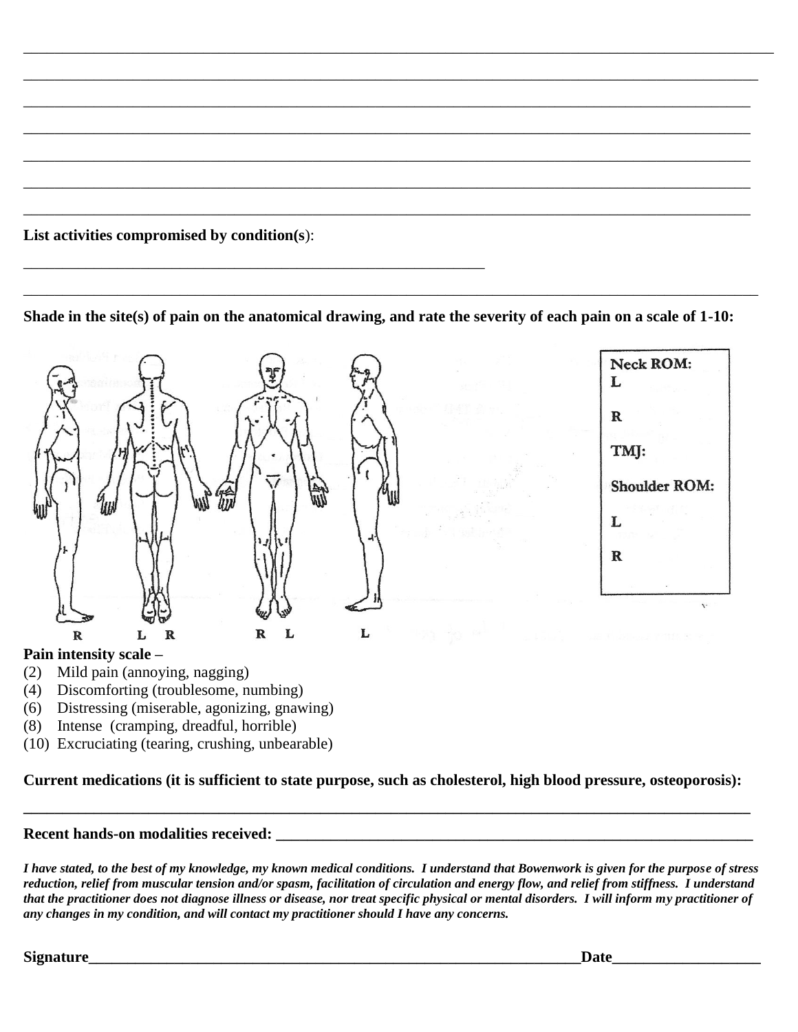\_\_\_\_\_\_\_\_\_\_\_\_\_\_\_\_\_\_\_\_\_\_\_\_\_\_\_\_\_\_\_\_\_\_\_\_\_\_\_\_\_\_\_\_\_\_\_\_\_\_\_\_\_\_\_\_\_\_\_\_\_\_\_\_\_\_\_\_\_\_\_\_\_\_\_\_\_\_

\_\_\_\_\_\_\_\_\_\_\_\_\_\_\_\_\_\_\_\_\_\_\_\_\_\_\_\_\_\_\_\_\_\_\_\_\_\_\_\_\_\_\_\_\_\_\_\_\_\_\_\_\_\_\_\_\_\_\_\_\_\_\_\_\_\_\_\_\_\_\_\_\_\_\_\_\_\_

\_\_\_\_\_\_\_\_\_\_\_\_\_\_\_\_\_\_\_\_\_\_\_\_\_\_\_\_\_\_\_\_\_\_\_\_\_\_\_\_\_\_\_\_\_\_\_\_\_\_\_\_\_\_\_\_\_\_\_\_\_\_\_\_\_\_\_\_\_\_\_\_\_\_\_\_\_\_

\_\_\_\_\_\_\_\_\_\_\_\_\_\_\_\_\_\_\_\_\_\_\_\_\_\_\_\_\_\_\_\_\_\_\_\_\_\_\_\_\_\_\_\_\_\_\_\_\_\_\_\_\_\_\_\_\_\_\_\_\_\_\_\_\_\_\_\_\_\_\_\_\_\_\_\_\_\_

\_\_\_\_\_\_\_\_\_\_\_\_\_\_\_\_\_\_\_\_\_\_\_\_\_\_\_\_\_\_\_\_\_\_\_\_\_\_\_\_\_\_\_\_\_\_\_\_\_\_\_\_\_\_\_\_\_\_\_\_\_\_\_\_\_\_\_\_\_\_\_\_\_\_\_\_\_\_

\_\_\_\_\_\_\_\_\_\_\_\_\_\_\_\_\_\_\_\_\_\_\_\_\_\_\_\_\_\_\_\_\_\_\_\_\_\_\_\_\_\_\_\_\_\_\_\_\_\_\_\_\_\_\_\_\_\_\_\_\_\_\_\_\_\_\_\_\_\_\_\_\_\_\_\_\_\_

\_\_\_\_\_\_\_\_\_\_\_\_\_\_\_\_\_\_\_\_\_\_\_\_\_\_\_\_\_\_\_\_\_\_\_\_\_\_\_\_\_\_\_\_\_\_\_\_\_\_\_\_\_\_\_\_\_\_\_\_\_\_\_\_\_\_\_\_\_\_\_\_\_\_\_\_\_\_

**List activities compromised by condition(s)**:

\_\_\_\_\_\_\_\_\_\_\_\_\_\_\_\_\_\_\_\_\_\_\_\_\_\_\_\_\_\_\_\_\_\_\_\_\_\_\_\_\_\_\_\_\_\_\_\_\_\_\_\_\_\_

\_\_\_\_\_\_\_\_\_\_\_\_\_\_\_\_\_\_\_\_\_\_\_\_\_\_\_\_\_\_\_\_\_\_\_\_\_\_\_\_\_\_\_\_\_\_\_\_\_\_\_\_\_\_\_\_\_\_\_\_\_\_\_\_\_\_\_\_\_\_\_\_\_\_\_\_\_\_

**Shade in the site(s) of pain on the anatomical drawing, and rate the severity of each pain on a scale of 1-10:**

R L R R L L

**Neck ROM:**
**L**

**R**

**TMJ:**

**Shoulder ROM:**

**L**

**R**

**Pain intensity scale –**

(2) Mild pain (annoying, nagging)
(4) Discomforting (troublesome, numbing)
(6) Distressing (miserable, agonizing, gnawing)
(8) Intense (cramping, dreadful, horrible)
(10) Excruciating (tearing, crushing, unbearable)

**Current medications (it is sufficient to state purpose, such as cholesterol, high blood pressure, osteoporosis):**

\_\_\_\_\_\_\_\_\_\_\_\_\_\_\_\_\_\_\_\_\_\_\_\_\_\_\_\_\_\_\_\_\_\_\_\_\_\_\_\_\_\_\_\_\_\_\_\_\_\_\_\_\_\_\_\_\_\_\_\_\_\_\_\_\_\_\_\_\_\_\_\_\_\_\_\_\_\_

**Recent hands-on modalities received:** \_\_\_\_\_\_\_\_\_\_\_\_\_\_\_\_\_\_\_\_\_\_\_\_\_\_\_\_\_\_\_\_\_\_\_\_\_\_\_\_\_\_\_\_\_\_\_\_

***I have stated, to the best of my knowledge, my known medical conditions. I understand that Bowenwork is given for the purpose of stress reduction, relief from muscular tension and/or spasm, facilitation of circulation and energy flow, and relief from stiffness. I understand that the practitioner does not diagnose illness or disease, nor treat specific physical or mental disorders. I will inform my practitioner of any changes in my condition, and will contact my practitioner should I have any concerns.***

**Signature**\_\_\_\_\_\_\_\_\_\_\_\_\_\_\_\_\_\_\_\_\_\_\_\_\_\_\_\_\_\_\_\_\_\_\_\_\_\_\_\_\_\_\_\_\_\_\_\_\_\_**Date**\_\_\_\_\_\_\_\_\_\_\_\_\_\_\_\_